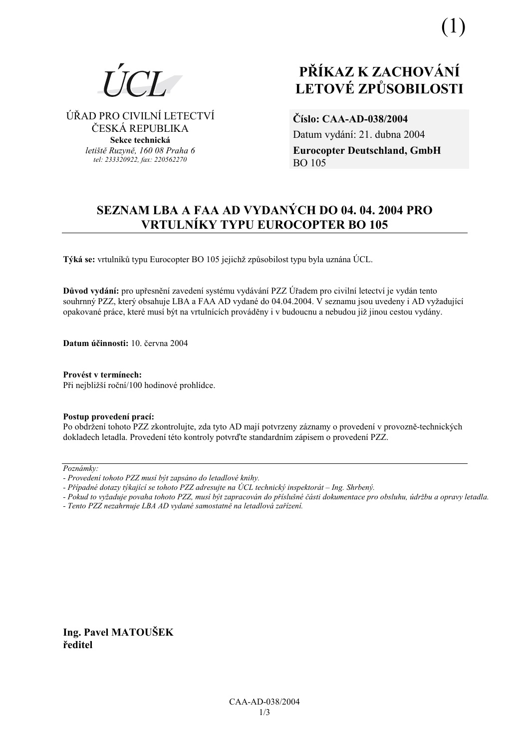(1)

ÚCL

ÚŘAD PRO CIVILNÍ LETECTVÍ
ČESKÁ REPUBLIKA
**Sekce technická**
*letiště Ruzyně, 160 08 Praha 6*
*tel: 233320922, fax: 220562270*

# PŘÍKAZ K ZACHOVÁNÍ LETOVÉ ZPŮSOBILOSTI

**Číslo: CAA-AD-038/2004**
Datum vydání: 21. dubna 2004
**Eurocopter Deutschland, GmbH**
BO 105

## SEZNAM LBA A FAA AD VYDANÝCH DO 04. 04. 2004 PRO VRTULNÍKY TYPU EUROCOPTER BO 105

**Týká se:** vrtulníků typu Eurocopter BO 105 jejichž způsobilost typu byla uznána ÚCL.

**Důvod vydání:** pro upřesnění zavedení systému vydávání PZZ Úřadem pro civilní letectví je vydán tento souhrnný PZZ, který obsahuje LBA a FAA AD vydané do 04.04.2004. V seznamu jsou uvedeny i AD vyžadující opakované práce, které musí být na vrtulnících prováděny i v budoucnu a nebudou již jinou cestou vydány.

**Datum účinnosti:** 10. června 2004

**Provést v termínech:**
Při nejbližší roční/100 hodinové prohlídce.

**Postup provedení prací:**
Po obdržení tohoto PZZ zkontrolujte, zda tyto AD mají potvrzeny záznamy o provedení v provozně-technických dokladech letadla. Provedení této kontroly potvrďte standardním zápisem o provedení PZZ.

*Poznámky:*
*- Provedení tohoto PZZ musí být zapsáno do letadlové knihy.*
*- Případné dotazy týkající se tohoto PZZ adresujte na ÚCL technický inspektorát – Ing. Shrbený.*
*- Pokud to vyžaduje povaha tohoto PZZ, musí být zapracován do příslušné části dokumentace pro obsluhu, údržbu a opravy letadla.*
*- Tento PZZ nezahrnuje LBA AD vydané samostatně na letadlová zařízení.*

**Ing. Pavel MATOUŠEK**
**ředitel**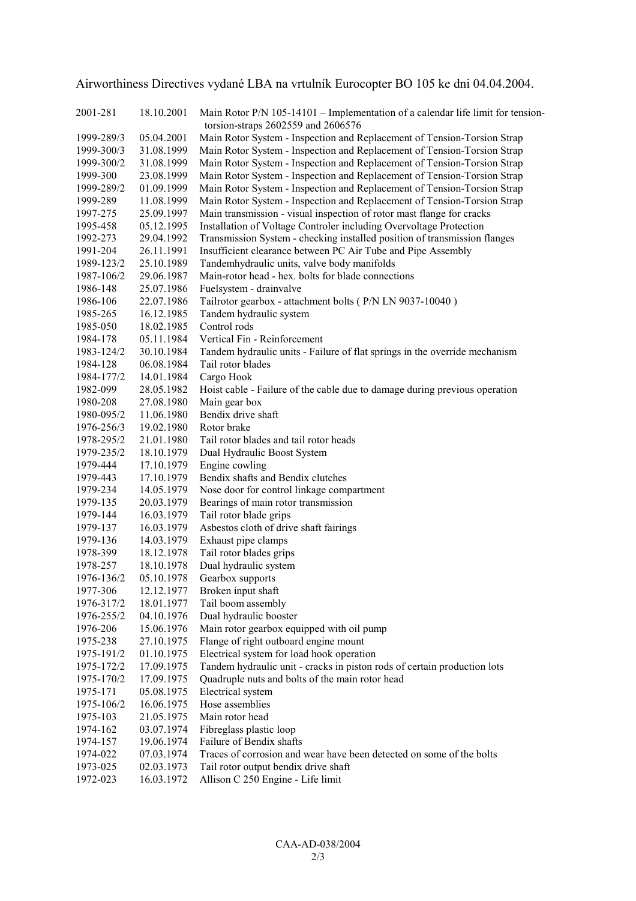Airworthiness Directives vydané LBA na vrtulník Eurocopter BO 105 ke dni 04.04.2004.

| | | |
|---|---|---|
| 2001-281 | 18.10.2001 | Main Rotor P/N 105-14101 – Implementation of a calendar life limit for tension-torsion-straps 2602559 and 2606576 |
| 1999-289/3 | 05.04.2001 | Main Rotor System - Inspection and Replacement of Tension-Torsion Strap |
| 1999-300/3 | 31.08.1999 | Main Rotor System - Inspection and Replacement of Tension-Torsion Strap |
| 1999-300/2 | 31.08.1999 | Main Rotor System - Inspection and Replacement of Tension-Torsion Strap |
| 1999-300 | 23.08.1999 | Main Rotor System - Inspection and Replacement of Tension-Torsion Strap |
| 1999-289/2 | 01.09.1999 | Main Rotor System - Inspection and Replacement of Tension-Torsion Strap |
| 1999-289 | 11.08.1999 | Main Rotor System - Inspection and Replacement of Tension-Torsion Strap |
| 1997-275 | 25.09.1997 | Main transmission - visual inspection of rotor mast flange for cracks |
| 1995-458 | 05.12.1995 | Installation of Voltage Controler including Overvoltage Protection |
| 1992-273 | 29.04.1992 | Transmission System - checking installed position of transmission flanges |
| 1991-204 | 26.11.1991 | Insufficient clearance between PC Air Tube and Pipe Assembly |
| 1989-123/2 | 25.10.1989 | Tandemhydraulic units, valve body manifolds |
| 1987-106/2 | 29.06.1987 | Main-rotor head - hex. bolts for blade connections |
| 1986-148 | 25.07.1986 | Fuelsystem - drainvalve |
| 1986-106 | 22.07.1986 | Tailrotor gearbox - attachment bolts ( P/N LN 9037-10040 ) |
| 1985-265 | 16.12.1985 | Tandem hydraulic system |
| 1985-050 | 18.02.1985 | Control rods |
| 1984-178 | 05.11.1984 | Vertical Fin - Reinforcement |
| 1983-124/2 | 30.10.1984 | Tandem hydraulic units - Failure of flat springs in the override mechanism |
| 1984-128 | 06.08.1984 | Tail rotor blades |
| 1984-177/2 | 14.01.1984 | Cargo Hook |
| 1982-099 | 28.05.1982 | Hoist cable - Failure of the cable due to damage during previous operation |
| 1980-208 | 27.08.1980 | Main gear box |
| 1980-095/2 | 11.06.1980 | Bendix drive shaft |
| 1976-256/3 | 19.02.1980 | Rotor brake |
| 1978-295/2 | 21.01.1980 | Tail rotor blades and tail rotor heads |
| 1979-235/2 | 18.10.1979 | Dual Hydraulic Boost System |
| 1979-444 | 17.10.1979 | Engine cowling |
| 1979-443 | 17.10.1979 | Bendix shafts and Bendix clutches |
| 1979-234 | 14.05.1979 | Nose door for control linkage compartment |
| 1979-135 | 20.03.1979 | Bearings of main rotor transmission |
| 1979-144 | 16.03.1979 | Tail rotor blade grips |
| 1979-137 | 16.03.1979 | Asbestos cloth of drive shaft fairings |
| 1979-136 | 14.03.1979 | Exhaust pipe clamps |
| 1978-399 | 18.12.1978 | Tail rotor blades grips |
| 1978-257 | 18.10.1978 | Dual hydraulic system |
| 1976-136/2 | 05.10.1978 | Gearbox supports |
| 1977-306 | 12.12.1977 | Broken input shaft |
| 1976-317/2 | 18.01.1977 | Tail boom assembly |
| 1976-255/2 | 04.10.1976 | Dual hydraulic booster |
| 1976-206 | 15.06.1976 | Main rotor gearbox equipped with oil pump |
| 1975-238 | 27.10.1975 | Flange of right outboard engine mount |
| 1975-191/2 | 01.10.1975 | Electrical system for load hook operation |
| 1975-172/2 | 17.09.1975 | Tandem hydraulic unit - cracks in piston rods of certain production lots |
| 1975-170/2 | 17.09.1975 | Quadruple nuts and bolts of the main rotor head |
| 1975-171 | 05.08.1975 | Electrical system |
| 1975-106/2 | 16.06.1975 | Hose assemblies |
| 1975-103 | 21.05.1975 | Main rotor head |
| 1974-162 | 03.07.1974 | Fibreglass plastic loop |
| 1974-157 | 19.06.1974 | Failure of Bendix shafts |
| 1974-022 | 07.03.1974 | Traces of corrosion and wear have been detected on some of the bolts |
| 1973-025 | 02.03.1973 | Tail rotor output bendix drive shaft |
| 1972-023 | 16.03.1972 | Allison C 250 Engine - Life limit |

CAA-AD-038/2004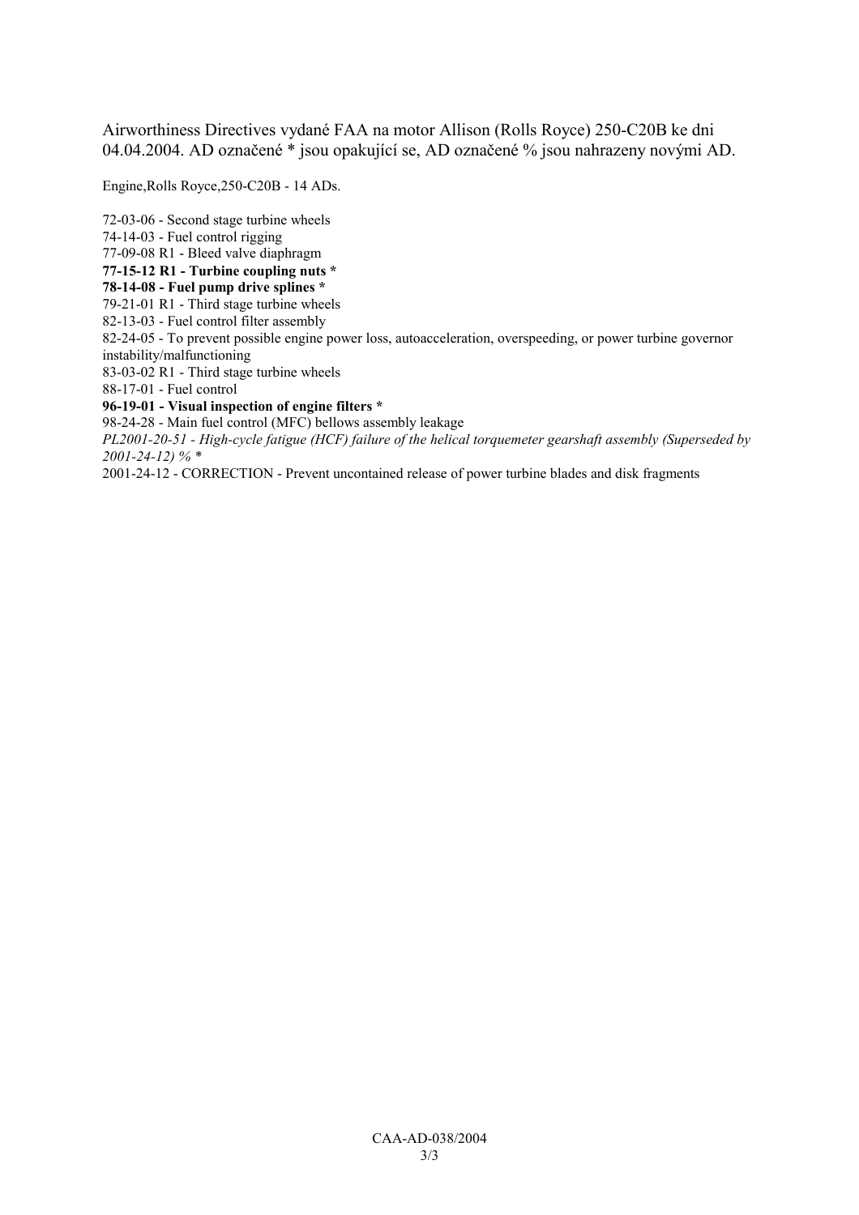Airworthiness Directives vydané FAA na motor Allison (Rolls Royce) 250-C20B ke dni 04.04.2004. AD označené * jsou opakující se, AD označené % jsou nahrazeny novými AD.

Engine,Rolls Royce,250-C20B - 14 ADs.

72-03-06 - Second stage turbine wheels
74-14-03 - Fuel control rigging
77-09-08 R1 - Bleed valve diaphragm
**77-15-12 R1 - Turbine coupling nuts ***
**78-14-08 - Fuel pump drive splines ***
79-21-01 R1 - Third stage turbine wheels
82-13-03 - Fuel control filter assembly
82-24-05 - To prevent possible engine power loss, autoacceleration, overspeeding, or power turbine governor instability/malfunctioning
83-03-02 R1 - Third stage turbine wheels
88-17-01 - Fuel control
**96-19-01 - Visual inspection of engine filters ***
98-24-28 - Main fuel control (MFC) bellows assembly leakage
*PL2001-20-51 - High-cycle fatigue (HCF) failure of the helical torquemeter gearshaft assembly (Superseded by 2001-24-12) % **
2001-24-12 - CORRECTION - Prevent uncontained release of power turbine blades and disk fragments

CAA-AD-038/2004